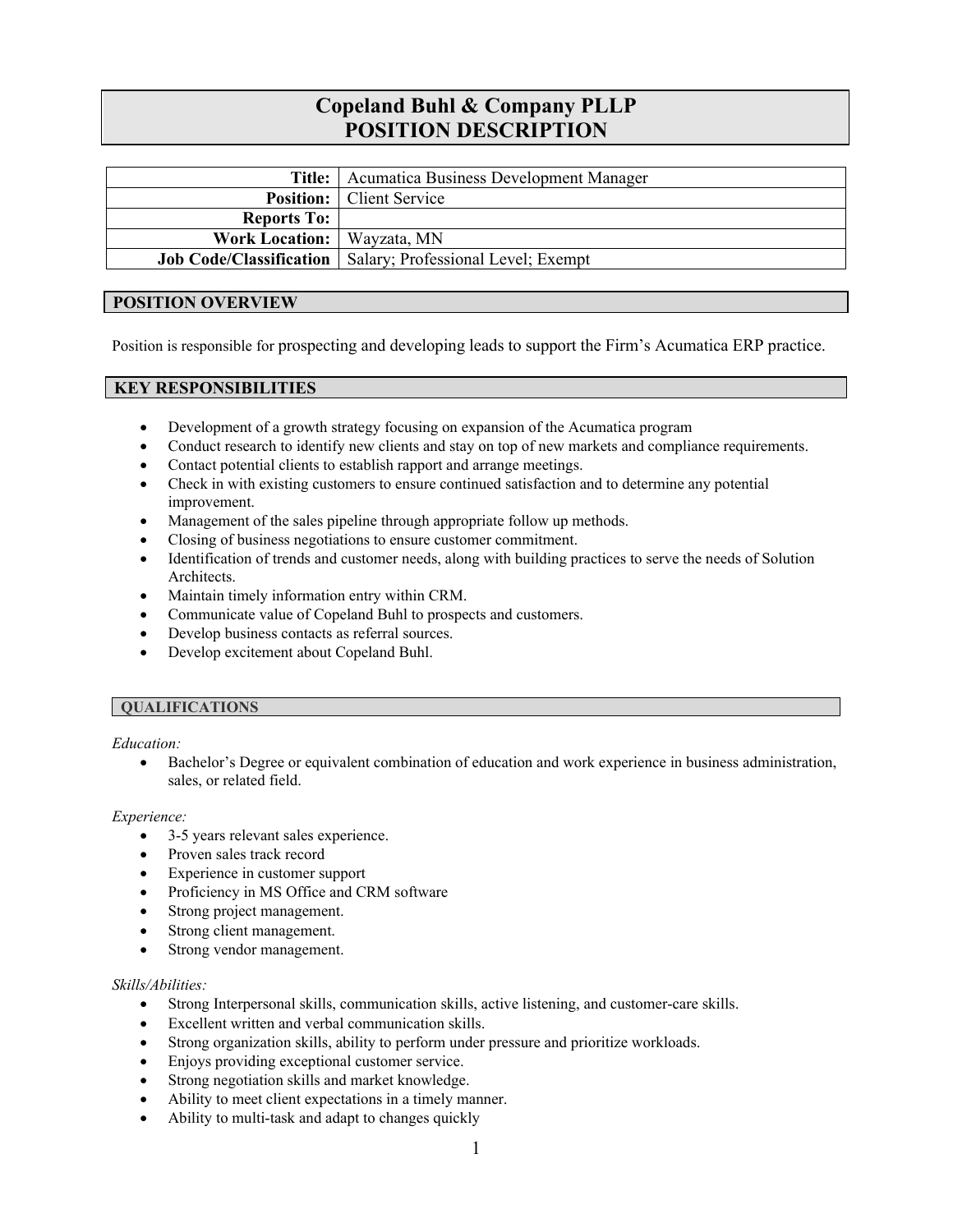# Copeland Buhl & Company PLLP
# POSITION DESCRIPTION

| | |
|---|---|
| **Title:** | Acumatica Business Development Manager |
| **Position:** | Client Service |
| **Reports To:** | |
| **Work Location:** | Wayzata, MN |
| **Job Code/Classification** | Salary; Professional Level; Exempt |

## POSITION OVERVIEW

Position is responsible for prospecting and developing leads to support the Firm's Acumatica ERP practice.

## KEY RESPONSIBILITIES

- Development of a growth strategy focusing on expansion of the Acumatica program
- Conduct research to identify new clients and stay on top of new markets and compliance requirements.
- Contact potential clients to establish rapport and arrange meetings.
- Check in with existing customers to ensure continued satisfaction and to determine any potential improvement.
- Management of the sales pipeline through appropriate follow up methods.
- Closing of business negotiations to ensure customer commitment.
- Identification of trends and customer needs, along with building practices to serve the needs of Solution Architects.
- Maintain timely information entry within CRM.
- Communicate value of Copeland Buhl to prospects and customers.
- Develop business contacts as referral sources.
- Develop excitement about Copeland Buhl.

## QUALIFICATIONS

*Education:*

- Bachelor's Degree or equivalent combination of education and work experience in business administration, sales, or related field.

*Experience:*

- 3-5 years relevant sales experience.
- Proven sales track record
- Experience in customer support
- Proficiency in MS Office and CRM software
- Strong project management.
- Strong client management.
- Strong vendor management.

*Skills/Abilities:*

- Strong Interpersonal skills, communication skills, active listening, and customer-care skills.
- Excellent written and verbal communication skills.
- Strong organization skills, ability to perform under pressure and prioritize workloads.
- Enjoys providing exceptional customer service.
- Strong negotiation skills and market knowledge.
- Ability to meet client expectations in a timely manner.
- Ability to multi-task and adapt to changes quickly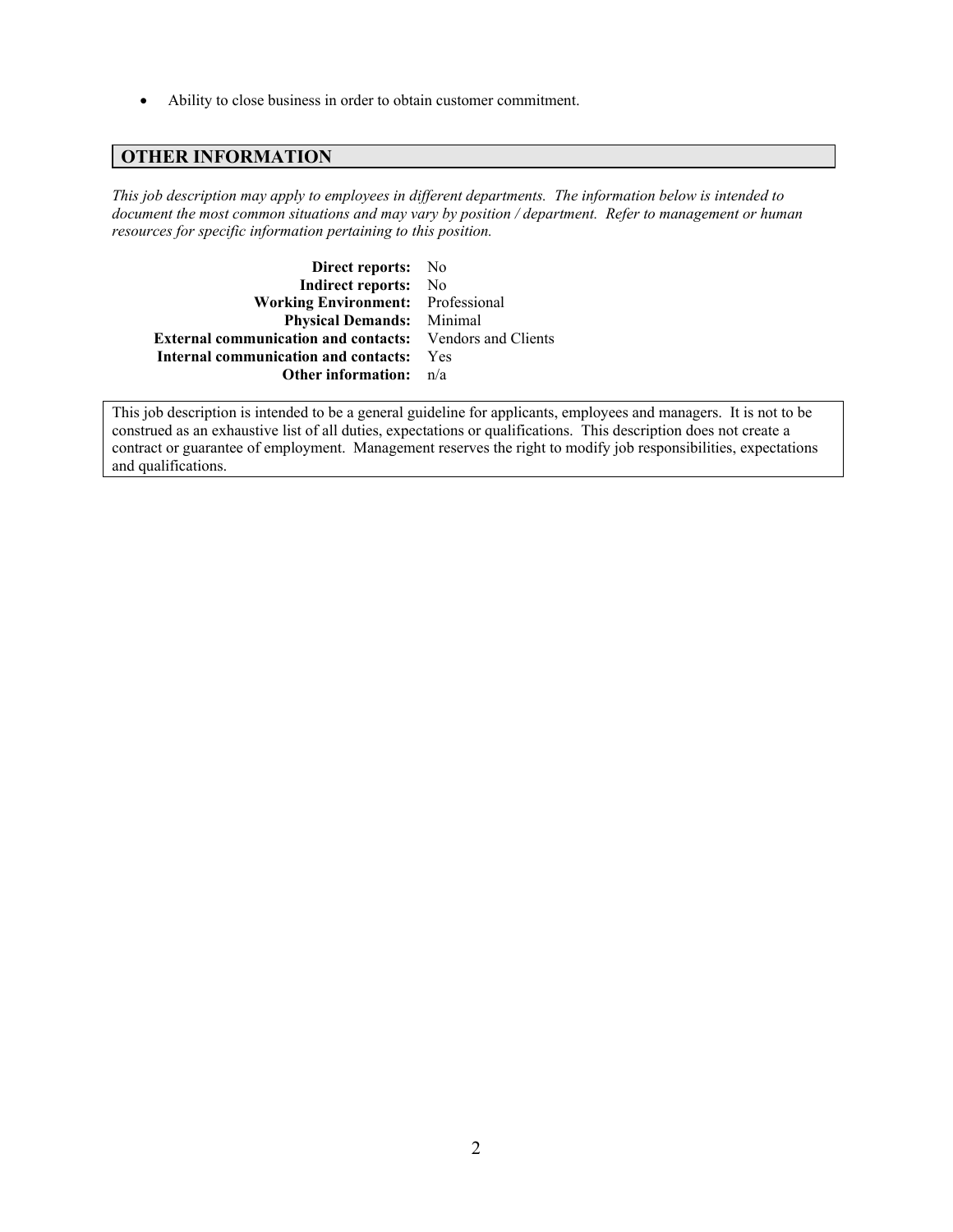- Ability to close business in order to obtain customer commitment.

## OTHER INFORMATION

*This job description may apply to employees in different departments. The information below is intended to document the most common situations and may vary by position / department. Refer to management or human resources for specific information pertaining to this position.*

| | |
|---|---|
| **Direct reports:** | No |
| **Indirect reports:** | No |
| **Working Environment:** | Professional |
| **Physical Demands:** | Minimal |
| **External communication and contacts:** | Vendors and Clients |
| **Internal communication and contacts:** | Yes |
| **Other information:** | n/a |

This job description is intended to be a general guideline for applicants, employees and managers. It is not to be construed as an exhaustive list of all duties, expectations or qualifications. This description does not create a contract or guarantee of employment. Management reserves the right to modify job responsibilities, expectations and qualifications.